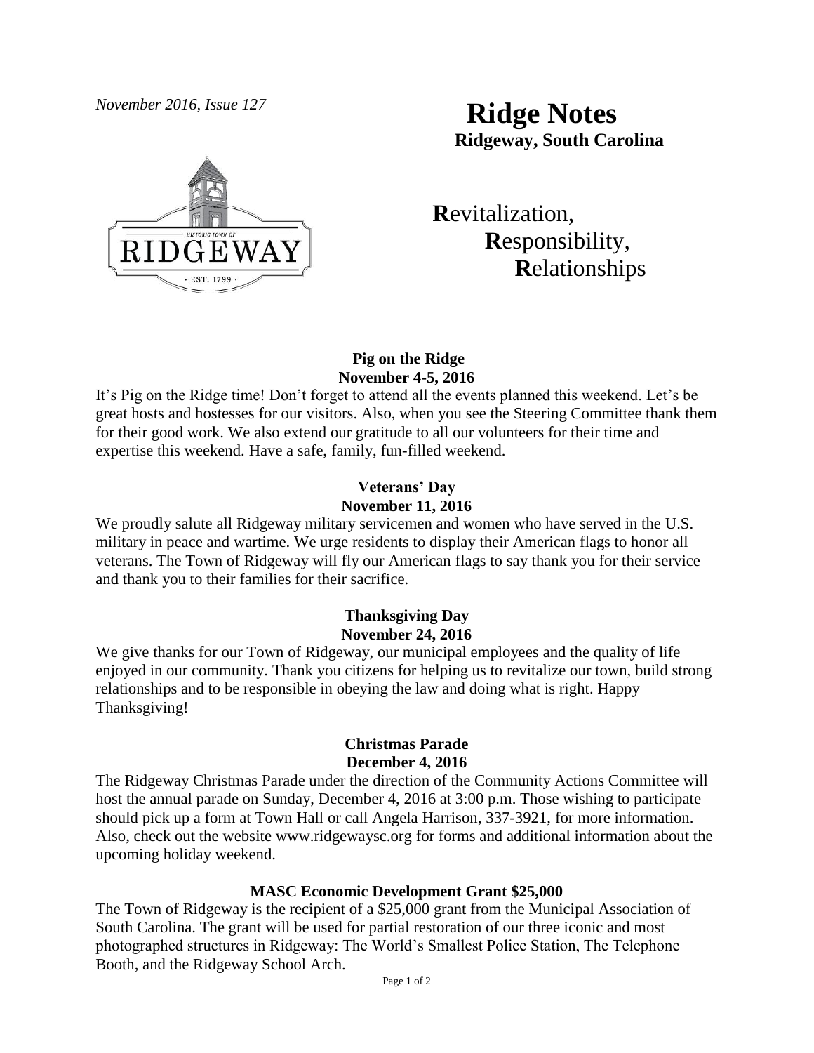*November 2016, Issue 127*

# Ridge Notes

**Ridgeway, South Carolina**

**R**evitalization,
**R**esponsibility,
**R**elationships

### Pig on the Ridge
**November 4-5, 2016**

It's Pig on the Ridge time! Don't forget to attend all the events planned this weekend. Let's be great hosts and hostesses for our visitors. Also, when you see the Steering Committee thank them for their good work. We also extend our gratitude to all our volunteers for their time and expertise this weekend. Have a safe, family, fun-filled weekend.

### Veterans' Day
**November 11, 2016**

We proudly salute all Ridgeway military servicemen and women who have served in the U.S. military in peace and wartime. We urge residents to display their American flags to honor all veterans. The Town of Ridgeway will fly our American flags to say thank you for their service and thank you to their families for their sacrifice.

### Thanksgiving Day
**November 24, 2016**

We give thanks for our Town of Ridgeway, our municipal employees and the quality of life enjoyed in our community. Thank you citizens for helping us to revitalize our town, build strong relationships and to be responsible in obeying the law and doing what is right. Happy Thanksgiving!

### Christmas Parade
**December 4, 2016**

The Ridgeway Christmas Parade under the direction of the Community Actions Committee will host the annual parade on Sunday, December 4, 2016 at 3:00 p.m. Those wishing to participate should pick up a form at Town Hall or call Angela Harrison, 337-3921, for more information. Also, check out the website www.ridgewaysc.org for forms and additional information about the upcoming holiday weekend.

### MASC Economic Development Grant $25,000

The Town of Ridgeway is the recipient of a $25,000 grant from the Municipal Association of South Carolina. The grant will be used for partial restoration of our three iconic and most photographed structures in Ridgeway: The World's Smallest Police Station, The Telephone Booth, and the Ridgeway School Arch.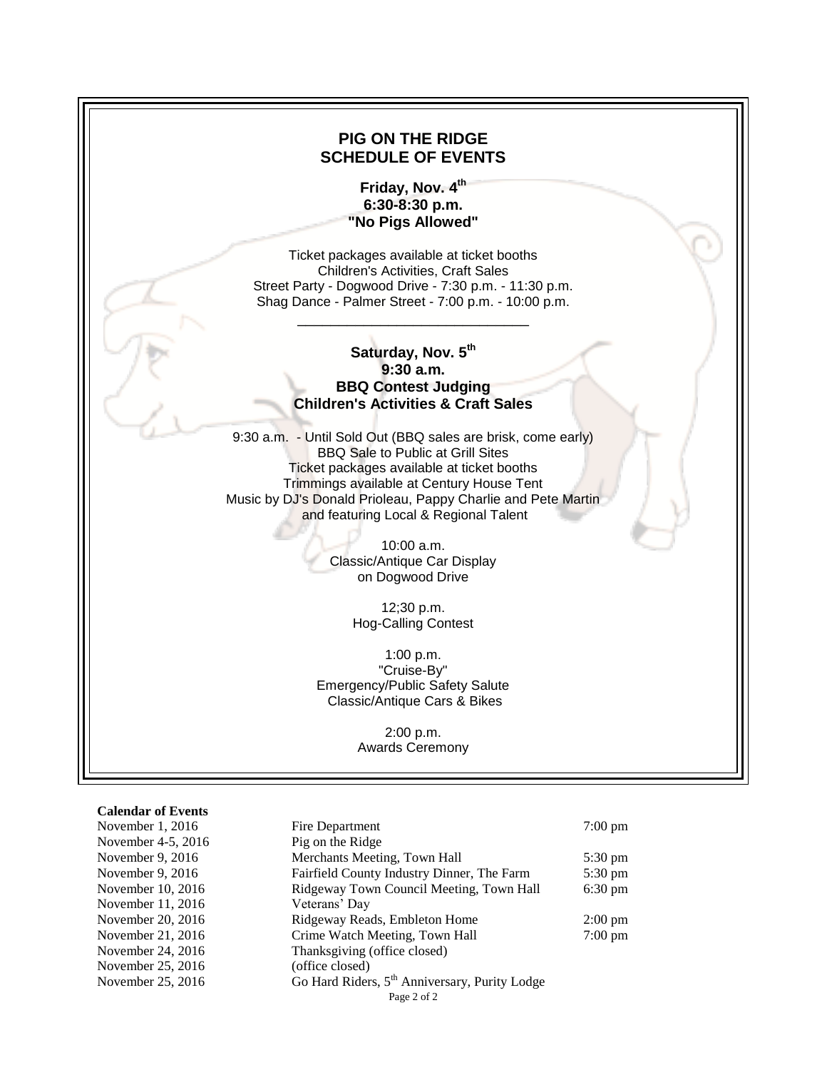## PIG ON THE RIDGE
## SCHEDULE OF EVENTS

**Friday, Nov. 4th**
**6:30-8:30 p.m.**
**"No Pigs Allowed"**

Ticket packages available at ticket booths
Children's Activities, Craft Sales
Street Party - Dogwood Drive - 7:30 p.m. - 11:30 p.m.
Shag Dance - Palmer Street - 7:00 p.m. - 10:00 p.m.

---

**Saturday, Nov. 5th**
**9:30 a.m.**
**BBQ Contest Judging**
**Children's Activities & Craft Sales**

9:30 a.m. - Until Sold Out (BBQ sales are brisk, come early)
BBQ Sale to Public at Grill Sites
Ticket packages available at ticket booths
Trimmings available at Century House Tent
Music by DJ's Donald Prioleau, Pappy Charlie and Pete Martin
and featuring Local & Regional Talent

10:00 a.m.
Classic/Antique Car Display
on Dogwood Drive

12;30 p.m.
Hog-Calling Contest

1:00 p.m.
"Cruise-By"
Emergency/Public Safety Salute
Classic/Antique Cars & Bikes

2:00 p.m.
Awards Ceremony

**Calendar of Events**

| | | |
|---|---|---|
| November 1, 2016 | Fire Department | 7:00 pm |
| November 4-5, 2016 | Pig on the Ridge | |
| November 9, 2016 | Merchants Meeting, Town Hall | 5:30 pm |
| November 9, 2016 | Fairfield County Industry Dinner, The Farm | 5:30 pm |
| November 10, 2016 | Ridgeway Town Council Meeting, Town Hall | 6:30 pm |
| November 11, 2016 | Veterans' Day | |
| November 20, 2016 | Ridgeway Reads, Embleton Home | 2:00 pm |
| November 21, 2016 | Crime Watch Meeting, Town Hall | 7:00 pm |
| November 24, 2016 | Thanksgiving (office closed) | |
| November 25, 2016 | (office closed) | |
| November 25, 2016 | Go Hard Riders, 5th Anniversary, Purity Lodge | |